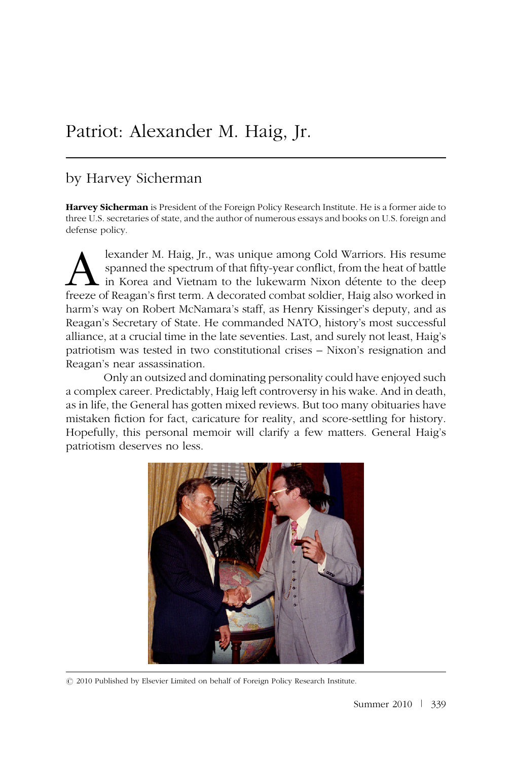# Patriot: Alexander M. Haig, Jr.

## by Harvey Sicherman

**Harvey Sicherman** is President of the Foreign Policy Research Institute. He is a former aide to three U.S. secretaries of state, and the author of numerous essays and books on U.S. foreign and defense policy.

Alexander M. Haig, Jr., was unique among Cold Warriors. His resume spanned the spectrum of that fifty-year conflict, from the heat of battle in Korea and Vietnam to the lukewarm Nixon détente to the deep freeze of Reagan's first term. A decorated combat soldier, Haig also worked in harm's way on Robert McNamara's staff, as Henry Kissinger's deputy, and as Reagan's Secretary of State. He commanded NATO, history's most successful alliance, at a crucial time in the late seventies. Last, and surely not least, Haig's patriotism was tested in two constitutional crises – Nixon's resignation and Reagan's near assassination.

Only an outsized and dominating personality could have enjoyed such a complex career. Predictably, Haig left controversy in his wake. And in death, as in life, the General has gotten mixed reviews. But too many obituaries have mistaken fiction for fact, caricature for reality, and score-settling for history. Hopefully, this personal memoir will clarify a few matters. General Haig's patriotism deserves no less.

© 2010 Published by Elsevier Limited on behalf of Foreign Policy Research Institute.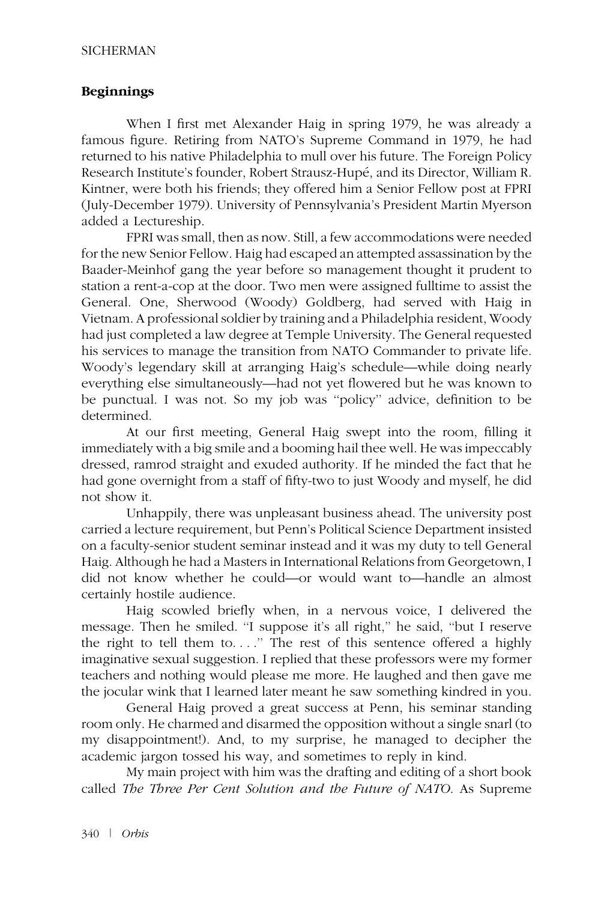## Beginnings

When I first met Alexander Haig in spring 1979, he was already a famous figure. Retiring from NATO's Supreme Command in 1979, he had returned to his native Philadelphia to mull over his future. The Foreign Policy Research Institute's founder, Robert Strausz-Hupé, and its Director, William R. Kintner, were both his friends; they offered him a Senior Fellow post at FPRI (July-December 1979). University of Pennsylvania's President Martin Myerson added a Lectureship.

FPRI was small, then as now. Still, a few accommodations were needed for the new Senior Fellow. Haig had escaped an attempted assassination by the Baader-Meinhof gang the year before so management thought it prudent to station a rent-a-cop at the door. Two men were assigned fulltime to assist the General. One, Sherwood (Woody) Goldberg, had served with Haig in Vietnam. A professional soldier by training and a Philadelphia resident, Woody had just completed a law degree at Temple University. The General requested his services to manage the transition from NATO Commander to private life. Woody's legendary skill at arranging Haig's schedule—while doing nearly everything else simultaneously—had not yet flowered but he was known to be punctual. I was not. So my job was "policy" advice, definition to be determined.

At our first meeting, General Haig swept into the room, filling it immediately with a big smile and a booming hail thee well. He was impeccably dressed, ramrod straight and exuded authority. If he minded the fact that he had gone overnight from a staff of fifty-two to just Woody and myself, he did not show it.

Unhappily, there was unpleasant business ahead. The university post carried a lecture requirement, but Penn's Political Science Department insisted on a faculty-senior student seminar instead and it was my duty to tell General Haig. Although he had a Masters in International Relations from Georgetown, I did not know whether he could—or would want to—handle an almost certainly hostile audience.

Haig scowled briefly when, in a nervous voice, I delivered the message. Then he smiled. "I suppose it's all right," he said, "but I reserve the right to tell them to. . . ." The rest of this sentence offered a highly imaginative sexual suggestion. I replied that these professors were my former teachers and nothing would please me more. He laughed and then gave me the jocular wink that I learned later meant he saw something kindred in you.

General Haig proved a great success at Penn, his seminar standing room only. He charmed and disarmed the opposition without a single snarl (to my disappointment!). And, to my surprise, he managed to decipher the academic jargon tossed his way, and sometimes to reply in kind.

My main project with him was the drafting and editing of a short book called *The Three Per Cent Solution and the Future of NATO*. As Supreme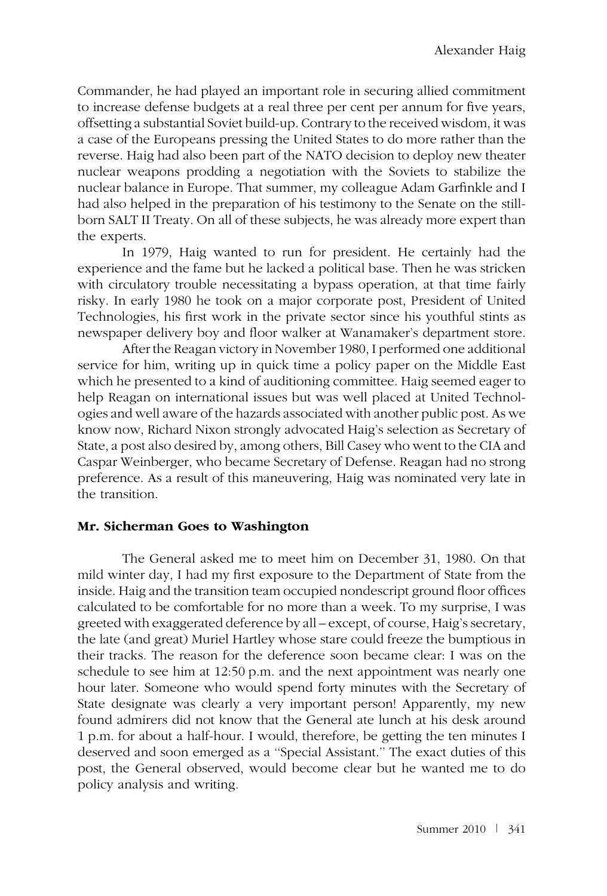Commander, he had played an important role in securing allied commitment to increase defense budgets at a real three per cent per annum for five years, offsetting a substantial Soviet build-up. Contrary to the received wisdom, it was a case of the Europeans pressing the United States to do more rather than the reverse. Haig had also been part of the NATO decision to deploy new theater nuclear weapons prodding a negotiation with the Soviets to stabilize the nuclear balance in Europe. That summer, my colleague Adam Garfinkle and I had also helped in the preparation of his testimony to the Senate on the still-born SALT II Treaty. On all of these subjects, he was already more expert than the experts.

In 1979, Haig wanted to run for president. He certainly had the experience and the fame but he lacked a political base. Then he was stricken with circulatory trouble necessitating a bypass operation, at that time fairly risky. In early 1980 he took on a major corporate post, President of United Technologies, his first work in the private sector since his youthful stints as newspaper delivery boy and floor walker at Wanamaker's department store.

After the Reagan victory in November 1980, I performed one additional service for him, writing up in quick time a policy paper on the Middle East which he presented to a kind of auditioning committee. Haig seemed eager to help Reagan on international issues but was well placed at United Technologies and well aware of the hazards associated with another public post. As we know now, Richard Nixon strongly advocated Haig's selection as Secretary of State, a post also desired by, among others, Bill Casey who went to the CIA and Caspar Weinberger, who became Secretary of Defense. Reagan had no strong preference. As a result of this maneuvering, Haig was nominated very late in the transition.

## Mr. Sicherman Goes to Washington

The General asked me to meet him on December 31, 1980. On that mild winter day, I had my first exposure to the Department of State from the inside. Haig and the transition team occupied nondescript ground floor offices calculated to be comfortable for no more than a week. To my surprise, I was greeted with exaggerated deference by all – except, of course, Haig's secretary, the late (and great) Muriel Hartley whose stare could freeze the bumptious in their tracks. The reason for the deference soon became clear: I was on the schedule to see him at 12:50 p.m. and the next appointment was nearly one hour later. Someone who would spend forty minutes with the Secretary of State designate was clearly a very important person! Apparently, my new found admirers did not know that the General ate lunch at his desk around 1 p.m. for about a half-hour. I would, therefore, be getting the ten minutes I deserved and soon emerged as a "Special Assistant." The exact duties of this post, the General observed, would become clear but he wanted me to do policy analysis and writing.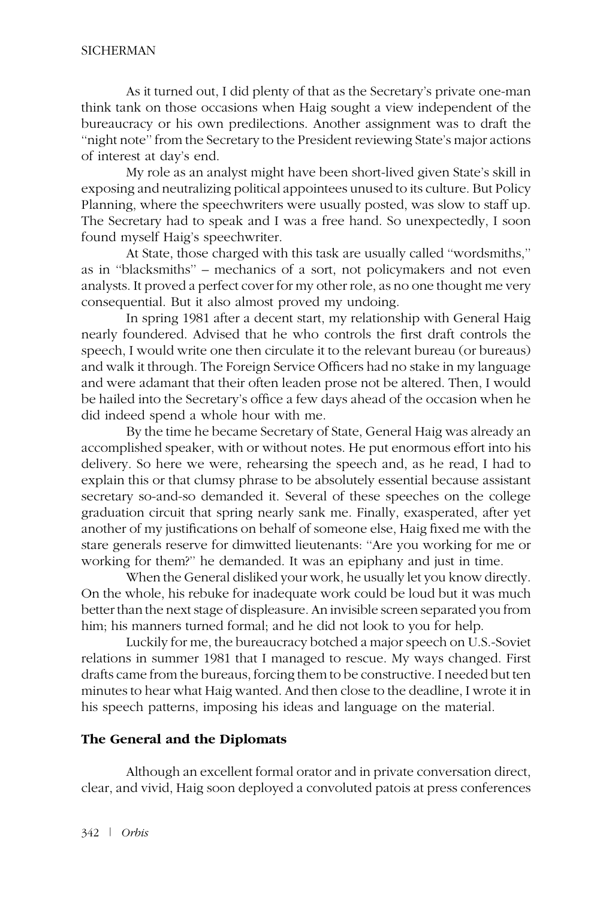As it turned out, I did plenty of that as the Secretary's private one-man think tank on those occasions when Haig sought a view independent of the bureaucracy or his own predilections. Another assignment was to draft the "night note" from the Secretary to the President reviewing State's major actions of interest at day's end.

My role as an analyst might have been short-lived given State's skill in exposing and neutralizing political appointees unused to its culture. But Policy Planning, where the speechwriters were usually posted, was slow to staff up. The Secretary had to speak and I was a free hand. So unexpectedly, I soon found myself Haig's speechwriter.

At State, those charged with this task are usually called "wordsmiths," as in "blacksmiths" – mechanics of a sort, not policymakers and not even analysts. It proved a perfect cover for my other role, as no one thought me very consequential. But it also almost proved my undoing.

In spring 1981 after a decent start, my relationship with General Haig nearly foundered. Advised that he who controls the first draft controls the speech, I would write one then circulate it to the relevant bureau (or bureaus) and walk it through. The Foreign Service Officers had no stake in my language and were adamant that their often leaden prose not be altered. Then, I would be hailed into the Secretary's office a few days ahead of the occasion when he did indeed spend a whole hour with me.

By the time he became Secretary of State, General Haig was already an accomplished speaker, with or without notes. He put enormous effort into his delivery. So here we were, rehearsing the speech and, as he read, I had to explain this or that clumsy phrase to be absolutely essential because assistant secretary so-and-so demanded it. Several of these speeches on the college graduation circuit that spring nearly sank me. Finally, exasperated, after yet another of my justifications on behalf of someone else, Haig fixed me with the stare generals reserve for dimwitted lieutenants: "Are you working for me or working for them?" he demanded. It was an epiphany and just in time.

When the General disliked your work, he usually let you know directly. On the whole, his rebuke for inadequate work could be loud but it was much better than the next stage of displeasure. An invisible screen separated you from him; his manners turned formal; and he did not look to you for help.

Luckily for me, the bureaucracy botched a major speech on U.S.-Soviet relations in summer 1981 that I managed to rescue. My ways changed. First drafts came from the bureaus, forcing them to be constructive. I needed but ten minutes to hear what Haig wanted. And then close to the deadline, I wrote it in his speech patterns, imposing his ideas and language on the material.

## The General and the Diplomats

Although an excellent formal orator and in private conversation direct, clear, and vivid, Haig soon deployed a convoluted patois at press conferences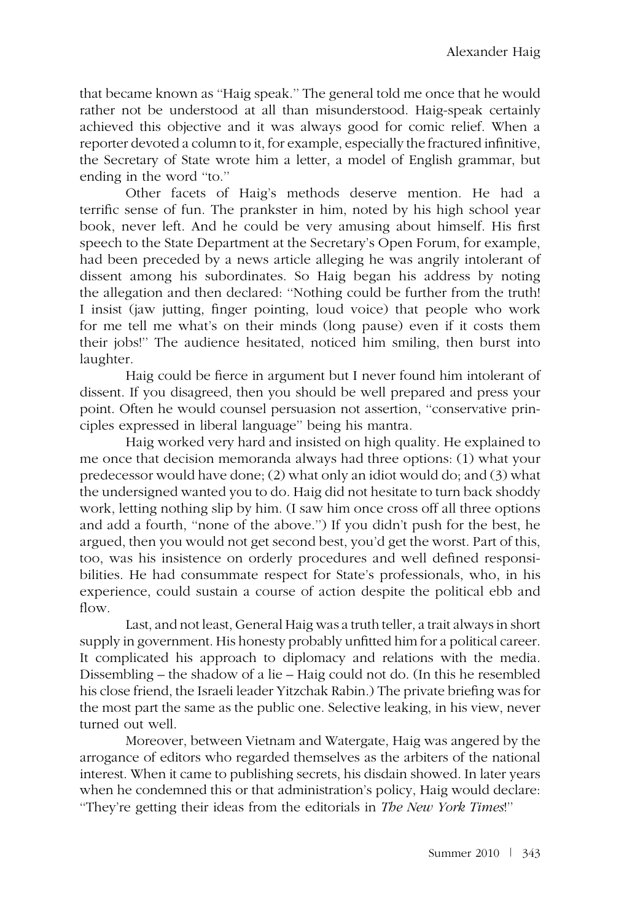that became known as "Haig speak." The general told me once that he would rather not be understood at all than misunderstood. Haig-speak certainly achieved this objective and it was always good for comic relief. When a reporter devoted a column to it, for example, especially the fractured infinitive, the Secretary of State wrote him a letter, a model of English grammar, but ending in the word "to."

Other facets of Haig's methods deserve mention. He had a terrific sense of fun. The prankster in him, noted by his high school year book, never left. And he could be very amusing about himself. His first speech to the State Department at the Secretary's Open Forum, for example, had been preceded by a news article alleging he was angrily intolerant of dissent among his subordinates. So Haig began his address by noting the allegation and then declared: "Nothing could be further from the truth! I insist (jaw jutting, finger pointing, loud voice) that people who work for me tell me what's on their minds (long pause) even if it costs them their jobs!" The audience hesitated, noticed him smiling, then burst into laughter.

Haig could be fierce in argument but I never found him intolerant of dissent. If you disagreed, then you should be well prepared and press your point. Often he would counsel persuasion not assertion, "conservative principles expressed in liberal language" being his mantra.

Haig worked very hard and insisted on high quality. He explained to me once that decision memoranda always had three options: (1) what your predecessor would have done; (2) what only an idiot would do; and (3) what the undersigned wanted you to do. Haig did not hesitate to turn back shoddy work, letting nothing slip by him. (I saw him once cross off all three options and add a fourth, "none of the above.") If you didn't push for the best, he argued, then you would not get second best, you'd get the worst. Part of this, too, was his insistence on orderly procedures and well defined responsibilities. He had consummate respect for State's professionals, who, in his experience, could sustain a course of action despite the political ebb and flow.

Last, and not least, General Haig was a truth teller, a trait always in short supply in government. His honesty probably unfitted him for a political career. It complicated his approach to diplomacy and relations with the media. Dissembling – the shadow of a lie – Haig could not do. (In this he resembled his close friend, the Israeli leader Yitzchak Rabin.) The private briefing was for the most part the same as the public one. Selective leaking, in his view, never turned out well.

Moreover, between Vietnam and Watergate, Haig was angered by the arrogance of editors who regarded themselves as the arbiters of the national interest. When it came to publishing secrets, his disdain showed. In later years when he condemned this or that administration's policy, Haig would declare: "They're getting their ideas from the editorials in *The New York Times*!"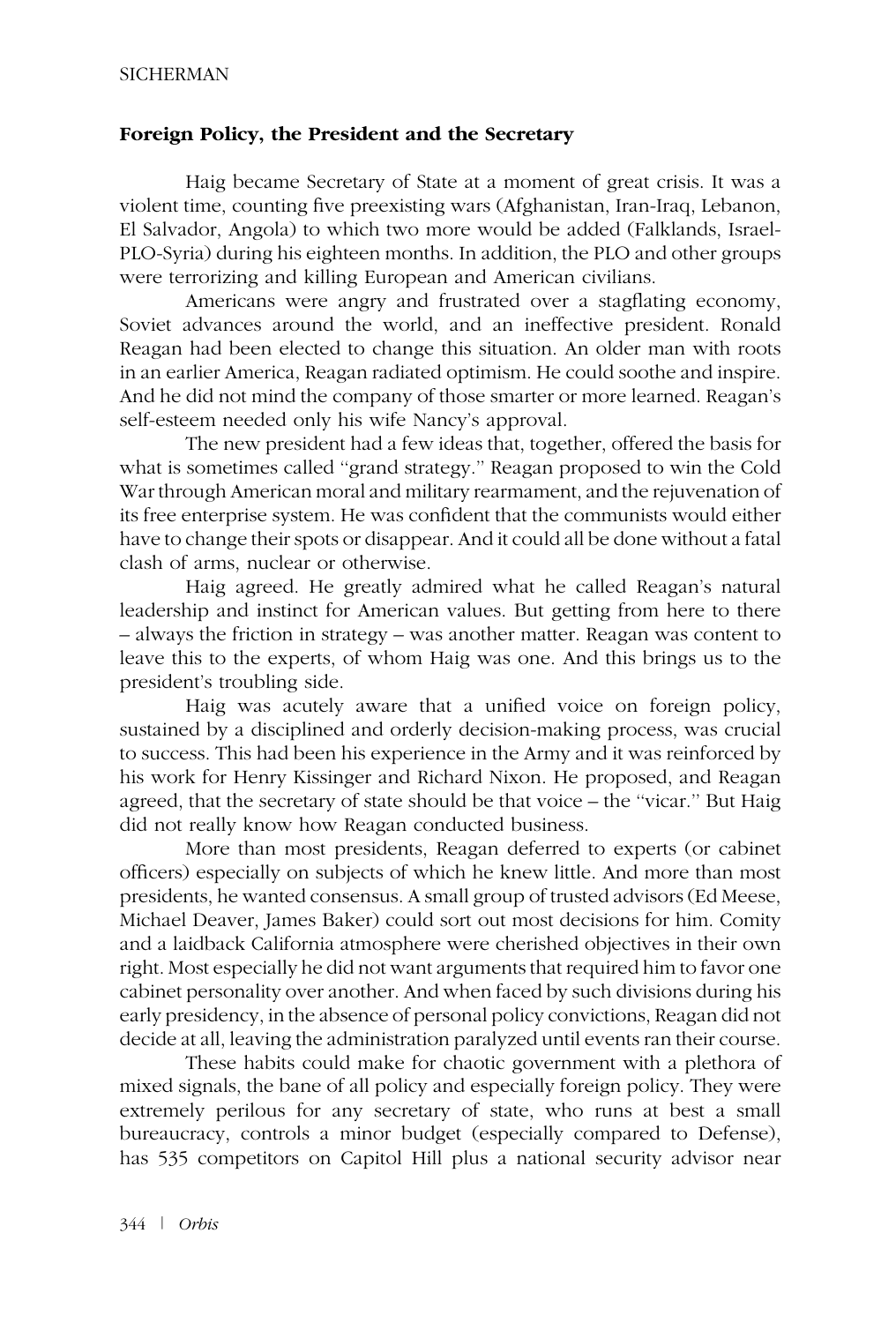### Foreign Policy, the President and the Secretary

Haig became Secretary of State at a moment of great crisis. It was a violent time, counting five preexisting wars (Afghanistan, Iran-Iraq, Lebanon, El Salvador, Angola) to which two more would be added (Falklands, Israel-PLO-Syria) during his eighteen months. In addition, the PLO and other groups were terrorizing and killing European and American civilians.

Americans were angry and frustrated over a stagflating economy, Soviet advances around the world, and an ineffective president. Ronald Reagan had been elected to change this situation. An older man with roots in an earlier America, Reagan radiated optimism. He could soothe and inspire. And he did not mind the company of those smarter or more learned. Reagan's self-esteem needed only his wife Nancy's approval.

The new president had a few ideas that, together, offered the basis for what is sometimes called "grand strategy." Reagan proposed to win the Cold War through American moral and military rearmament, and the rejuvenation of its free enterprise system. He was confident that the communists would either have to change their spots or disappear. And it could all be done without a fatal clash of arms, nuclear or otherwise.

Haig agreed. He greatly admired what he called Reagan's natural leadership and instinct for American values. But getting from here to there – always the friction in strategy – was another matter. Reagan was content to leave this to the experts, of whom Haig was one. And this brings us to the president's troubling side.

Haig was acutely aware that a unified voice on foreign policy, sustained by a disciplined and orderly decision-making process, was crucial to success. This had been his experience in the Army and it was reinforced by his work for Henry Kissinger and Richard Nixon. He proposed, and Reagan agreed, that the secretary of state should be that voice – the "vicar." But Haig did not really know how Reagan conducted business.

More than most presidents, Reagan deferred to experts (or cabinet officers) especially on subjects of which he knew little. And more than most presidents, he wanted consensus. A small group of trusted advisors (Ed Meese, Michael Deaver, James Baker) could sort out most decisions for him. Comity and a laidback California atmosphere were cherished objectives in their own right. Most especially he did not want arguments that required him to favor one cabinet personality over another. And when faced by such divisions during his early presidency, in the absence of personal policy convictions, Reagan did not decide at all, leaving the administration paralyzed until events ran their course.

These habits could make for chaotic government with a plethora of mixed signals, the bane of all policy and especially foreign policy. They were extremely perilous for any secretary of state, who runs at best a small bureaucracy, controls a minor budget (especially compared to Defense), has 535 competitors on Capitol Hill plus a national security advisor near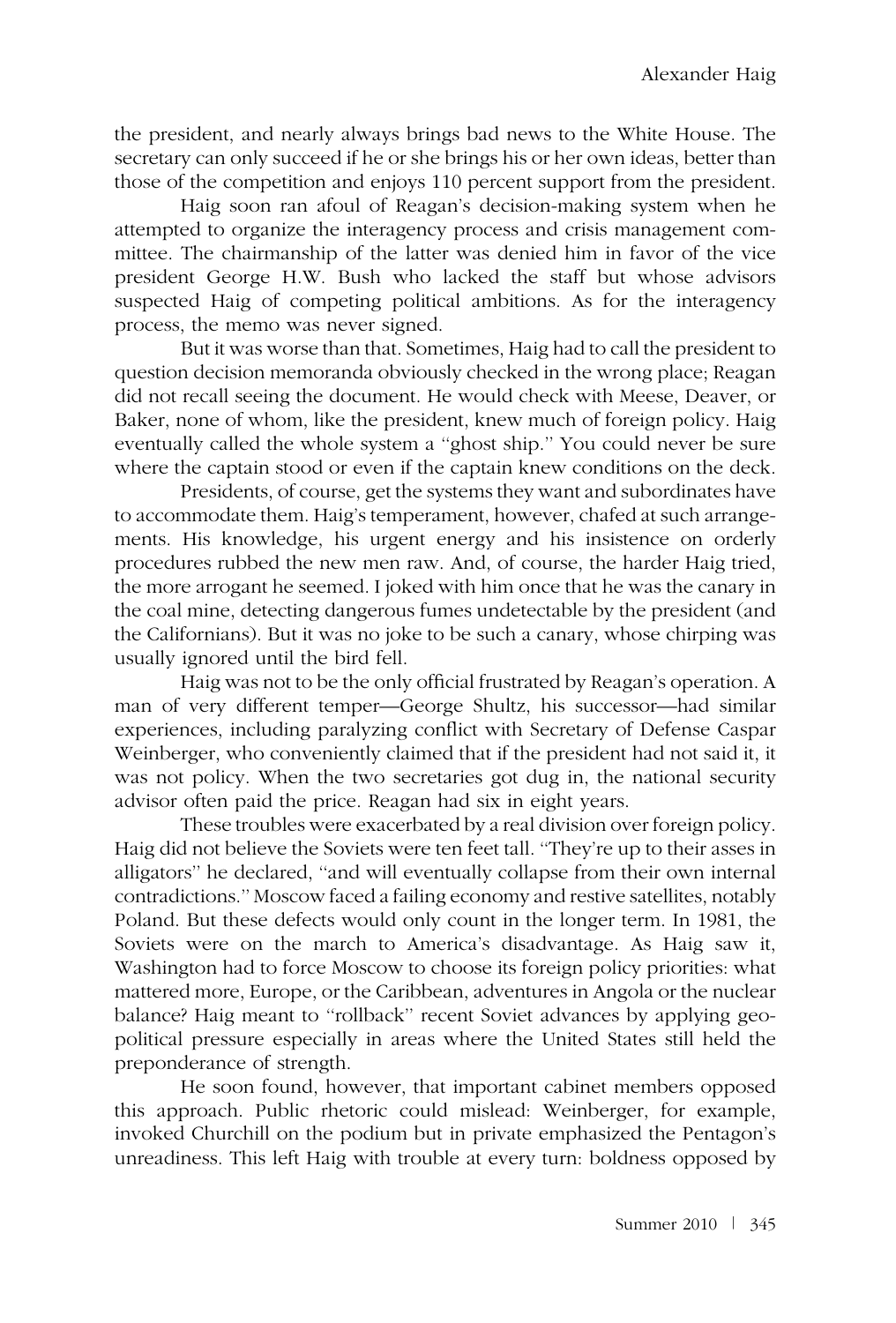the president, and nearly always brings bad news to the White House. The secretary can only succeed if he or she brings his or her own ideas, better than those of the competition and enjoys 110 percent support from the president.

Haig soon ran afoul of Reagan's decision-making system when he attempted to organize the interagency process and crisis management committee. The chairmanship of the latter was denied him in favor of the vice president George H.W. Bush who lacked the staff but whose advisors suspected Haig of competing political ambitions. As for the interagency process, the memo was never signed.

But it was worse than that. Sometimes, Haig had to call the president to question decision memoranda obviously checked in the wrong place; Reagan did not recall seeing the document. He would check with Meese, Deaver, or Baker, none of whom, like the president, knew much of foreign policy. Haig eventually called the whole system a "ghost ship." You could never be sure where the captain stood or even if the captain knew conditions on the deck.

Presidents, of course, get the systems they want and subordinates have to accommodate them. Haig's temperament, however, chafed at such arrangements. His knowledge, his urgent energy and his insistence on orderly procedures rubbed the new men raw. And, of course, the harder Haig tried, the more arrogant he seemed. I joked with him once that he was the canary in the coal mine, detecting dangerous fumes undetectable by the president (and the Californians). But it was no joke to be such a canary, whose chirping was usually ignored until the bird fell.

Haig was not to be the only official frustrated by Reagan's operation. A man of very different temper—George Shultz, his successor—had similar experiences, including paralyzing conflict with Secretary of Defense Caspar Weinberger, who conveniently claimed that if the president had not said it, it was not policy. When the two secretaries got dug in, the national security advisor often paid the price. Reagan had six in eight years.

These troubles were exacerbated by a real division over foreign policy. Haig did not believe the Soviets were ten feet tall. "They're up to their asses in alligators" he declared, "and will eventually collapse from their own internal contradictions." Moscow faced a failing economy and restive satellites, notably Poland. But these defects would only count in the longer term. In 1981, the Soviets were on the march to America's disadvantage. As Haig saw it, Washington had to force Moscow to choose its foreign policy priorities: what mattered more, Europe, or the Caribbean, adventures in Angola or the nuclear balance? Haig meant to "rollback" recent Soviet advances by applying geopolitical pressure especially in areas where the United States still held the preponderance of strength.

He soon found, however, that important cabinet members opposed this approach. Public rhetoric could mislead: Weinberger, for example, invoked Churchill on the podium but in private emphasized the Pentagon's unreadiness. This left Haig with trouble at every turn: boldness opposed by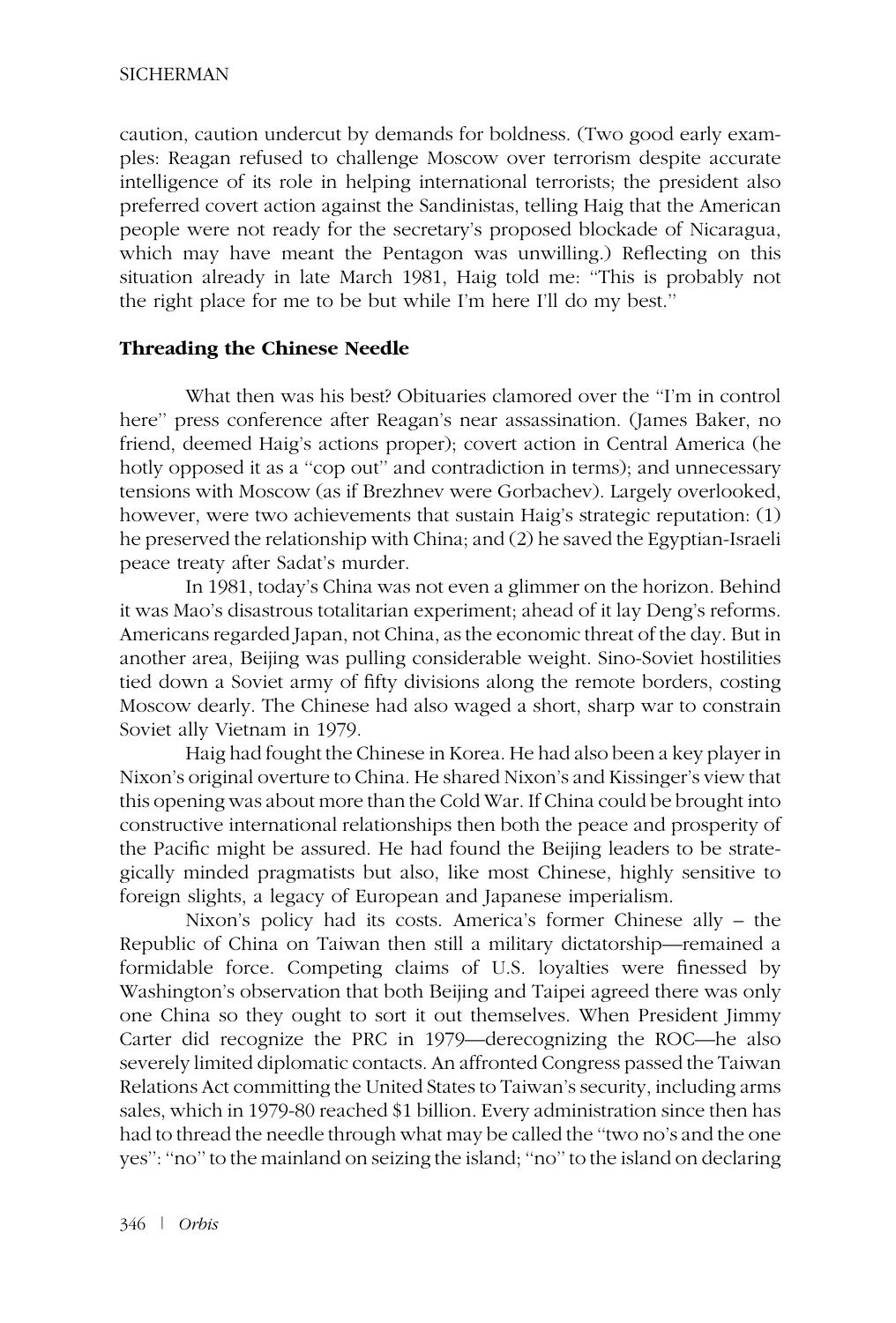caution, caution undercut by demands for boldness. (Two good early examples: Reagan refused to challenge Moscow over terrorism despite accurate intelligence of its role in helping international terrorists; the president also preferred covert action against the Sandinistas, telling Haig that the American people were not ready for the secretary's proposed blockade of Nicaragua, which may have meant the Pentagon was unwilling.) Reflecting on this situation already in late March 1981, Haig told me: ''This is probably not the right place for me to be but while I'm here I'll do my best.''

### Threading the Chinese Needle

What then was his best? Obituaries clamored over the ''I'm in control here'' press conference after Reagan's near assassination. (James Baker, no friend, deemed Haig's actions proper); covert action in Central America (he hotly opposed it as a ''cop out'' and contradiction in terms); and unnecessary tensions with Moscow (as if Brezhnev were Gorbachev). Largely overlooked, however, were two achievements that sustain Haig's strategic reputation: (1) he preserved the relationship with China; and (2) he saved the Egyptian-Israeli peace treaty after Sadat's murder.

In 1981, today's China was not even a glimmer on the horizon. Behind it was Mao's disastrous totalitarian experiment; ahead of it lay Deng's reforms. Americans regarded Japan, not China, as the economic threat of the day. But in another area, Beijing was pulling considerable weight. Sino-Soviet hostilities tied down a Soviet army of fifty divisions along the remote borders, costing Moscow dearly. The Chinese had also waged a short, sharp war to constrain Soviet ally Vietnam in 1979.

Haig had fought the Chinese in Korea. He had also been a key player in Nixon's original overture to China. He shared Nixon's and Kissinger's view that this opening was about more than the Cold War. If China could be brought into constructive international relationships then both the peace and prosperity of the Pacific might be assured. He had found the Beijing leaders to be strategically minded pragmatists but also, like most Chinese, highly sensitive to foreign slights, a legacy of European and Japanese imperialism.

Nixon's policy had its costs. America's former Chinese ally – the Republic of China on Taiwan then still a military dictatorship—remained a formidable force. Competing claims of U.S. loyalties were finessed by Washington's observation that both Beijing and Taipei agreed there was only one China so they ought to sort it out themselves. When President Jimmy Carter did recognize the PRC in 1979—derecognizing the ROC—he also severely limited diplomatic contacts. An affronted Congress passed the Taiwan Relations Act committing the United States to Taiwan's security, including arms sales, which in 1979-80 reached $1 billion. Every administration since then has had to thread the needle through what may be called the ''two no's and the one yes'': ''no'' to the mainland on seizing the island; ''no'' to the island on declaring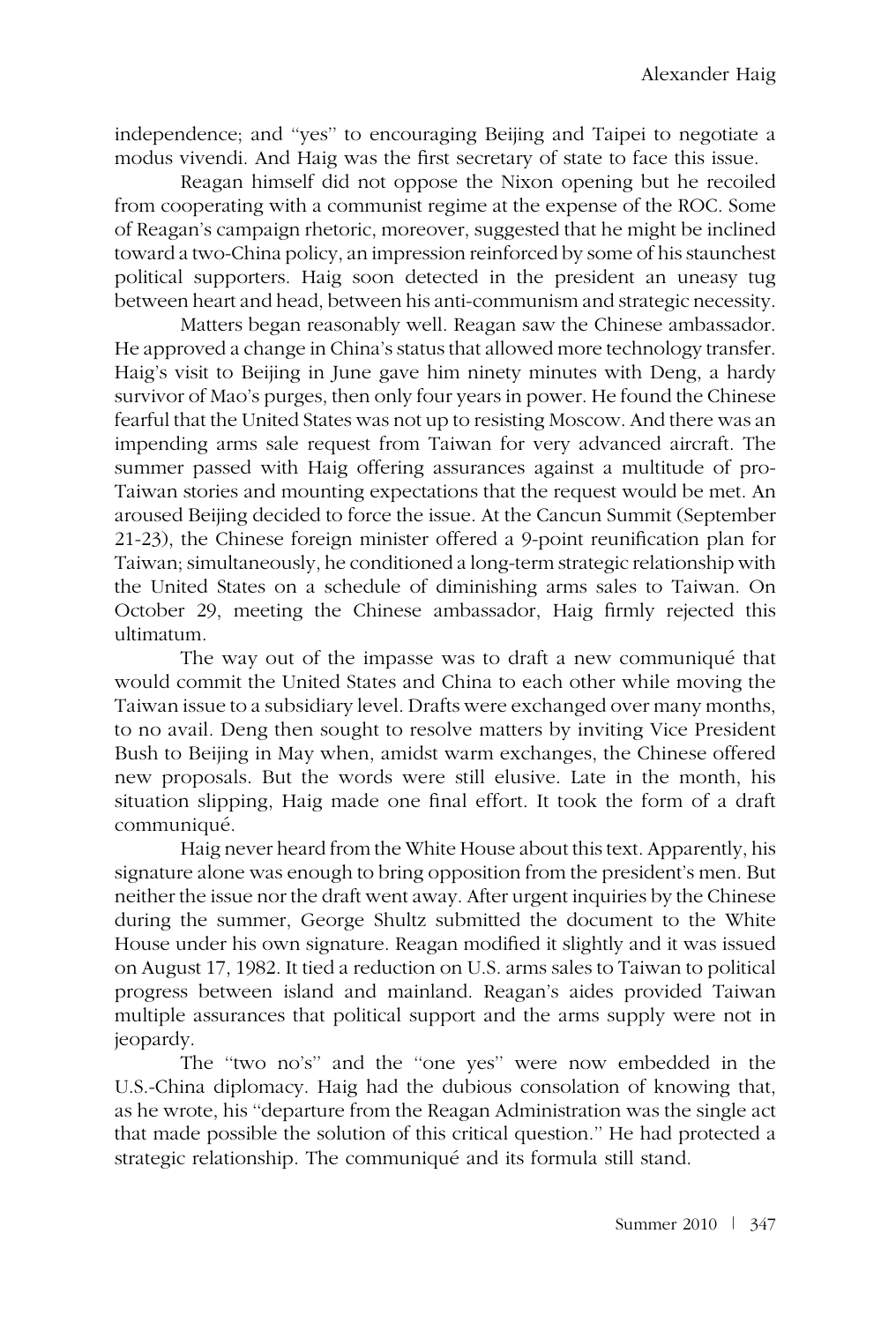independence; and "yes" to encouraging Beijing and Taipei to negotiate a modus vivendi. And Haig was the first secretary of state to face this issue.

Reagan himself did not oppose the Nixon opening but he recoiled from cooperating with a communist regime at the expense of the ROC. Some of Reagan's campaign rhetoric, moreover, suggested that he might be inclined toward a two-China policy, an impression reinforced by some of his staunchest political supporters. Haig soon detected in the president an uneasy tug between heart and head, between his anti-communism and strategic necessity.

Matters began reasonably well. Reagan saw the Chinese ambassador. He approved a change in China's status that allowed more technology transfer. Haig's visit to Beijing in June gave him ninety minutes with Deng, a hardy survivor of Mao's purges, then only four years in power. He found the Chinese fearful that the United States was not up to resisting Moscow. And there was an impending arms sale request from Taiwan for very advanced aircraft. The summer passed with Haig offering assurances against a multitude of pro-Taiwan stories and mounting expectations that the request would be met. An aroused Beijing decided to force the issue. At the Cancun Summit (September 21-23), the Chinese foreign minister offered a 9-point reunification plan for Taiwan; simultaneously, he conditioned a long-term strategic relationship with the United States on a schedule of diminishing arms sales to Taiwan. On October 29, meeting the Chinese ambassador, Haig firmly rejected this ultimatum.

The way out of the impasse was to draft a new communiqué that would commit the United States and China to each other while moving the Taiwan issue to a subsidiary level. Drafts were exchanged over many months, to no avail. Deng then sought to resolve matters by inviting Vice President Bush to Beijing in May when, amidst warm exchanges, the Chinese offered new proposals. But the words were still elusive. Late in the month, his situation slipping, Haig made one final effort. It took the form of a draft communiqué.

Haig never heard from the White House about this text. Apparently, his signature alone was enough to bring opposition from the president's men. But neither the issue nor the draft went away. After urgent inquiries by the Chinese during the summer, George Shultz submitted the document to the White House under his own signature. Reagan modified it slightly and it was issued on August 17, 1982. It tied a reduction on U.S. arms sales to Taiwan to political progress between island and mainland. Reagan's aides provided Taiwan multiple assurances that political support and the arms supply were not in jeopardy.

The "two no's" and the "one yes" were now embedded in the U.S.-China diplomacy. Haig had the dubious consolation of knowing that, as he wrote, his "departure from the Reagan Administration was the single act that made possible the solution of this critical question." He had protected a strategic relationship. The communiqué and its formula still stand.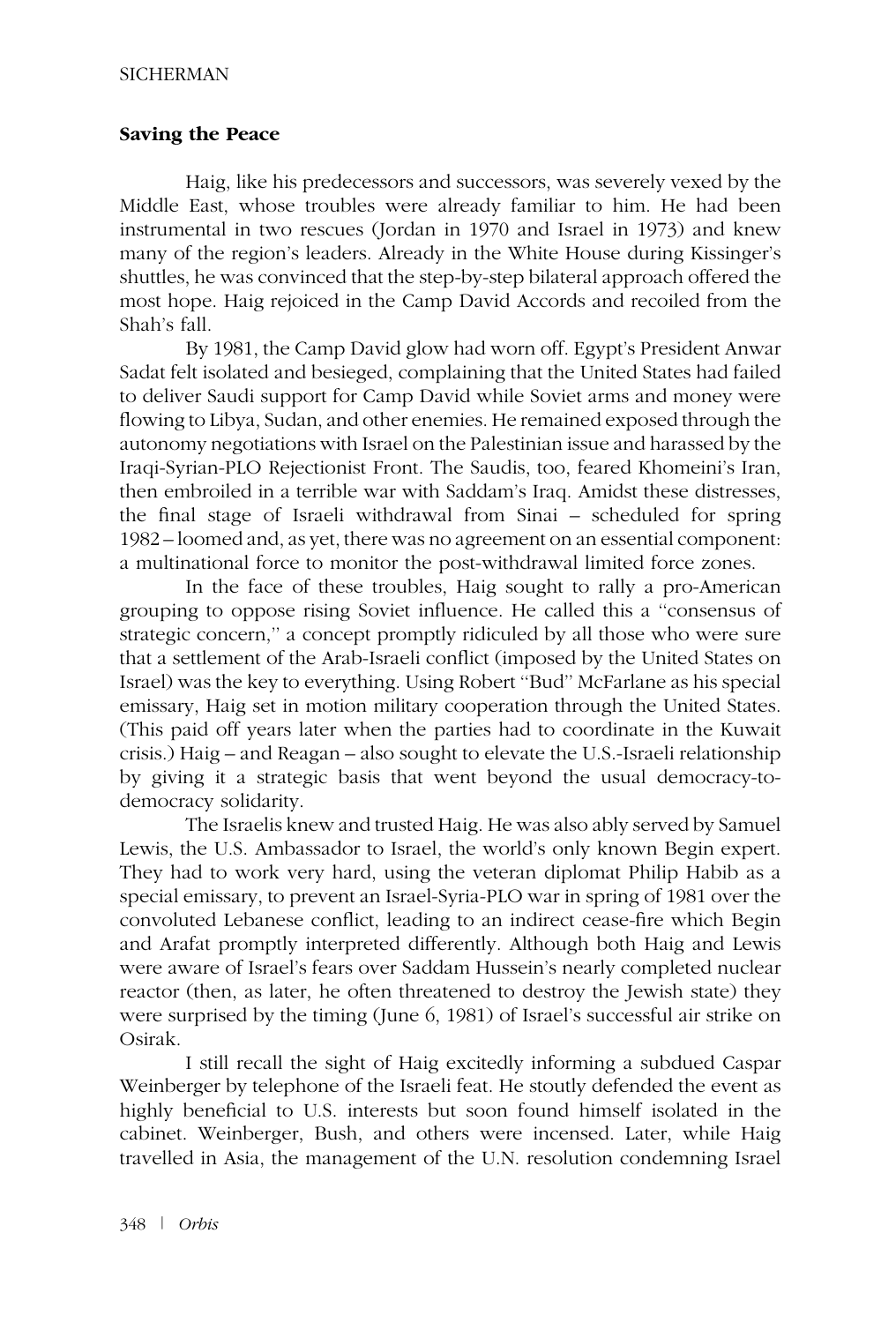### Saving the Peace

Haig, like his predecessors and successors, was severely vexed by the Middle East, whose troubles were already familiar to him. He had been instrumental in two rescues (Jordan in 1970 and Israel in 1973) and knew many of the region's leaders. Already in the White House during Kissinger's shuttles, he was convinced that the step-by-step bilateral approach offered the most hope. Haig rejoiced in the Camp David Accords and recoiled from the Shah's fall.

By 1981, the Camp David glow had worn off. Egypt's President Anwar Sadat felt isolated and besieged, complaining that the United States had failed to deliver Saudi support for Camp David while Soviet arms and money were flowing to Libya, Sudan, and other enemies. He remained exposed through the autonomy negotiations with Israel on the Palestinian issue and harassed by the Iraqi-Syrian-PLO Rejectionist Front. The Saudis, too, feared Khomeini's Iran, then embroiled in a terrible war with Saddam's Iraq. Amidst these distresses, the final stage of Israeli withdrawal from Sinai – scheduled for spring 1982 – loomed and, as yet, there was no agreement on an essential component: a multinational force to monitor the post-withdrawal limited force zones.

In the face of these troubles, Haig sought to rally a pro-American grouping to oppose rising Soviet influence. He called this a "consensus of strategic concern," a concept promptly ridiculed by all those who were sure that a settlement of the Arab-Israeli conflict (imposed by the United States on Israel) was the key to everything. Using Robert "Bud" McFarlane as his special emissary, Haig set in motion military cooperation through the United States. (This paid off years later when the parties had to coordinate in the Kuwait crisis.) Haig – and Reagan – also sought to elevate the U.S.-Israeli relationship by giving it a strategic basis that went beyond the usual democracy-to-democracy solidarity.

The Israelis knew and trusted Haig. He was also ably served by Samuel Lewis, the U.S. Ambassador to Israel, the world's only known Begin expert. They had to work very hard, using the veteran diplomat Philip Habib as a special emissary, to prevent an Israel-Syria-PLO war in spring of 1981 over the convoluted Lebanese conflict, leading to an indirect cease-fire which Begin and Arafat promptly interpreted differently. Although both Haig and Lewis were aware of Israel's fears over Saddam Hussein's nearly completed nuclear reactor (then, as later, he often threatened to destroy the Jewish state) they were surprised by the timing (June 6, 1981) of Israel's successful air strike on Osirak.

I still recall the sight of Haig excitedly informing a subdued Caspar Weinberger by telephone of the Israeli feat. He stoutly defended the event as highly beneficial to U.S. interests but soon found himself isolated in the cabinet. Weinberger, Bush, and others were incensed. Later, while Haig travelled in Asia, the management of the U.N. resolution condemning Israel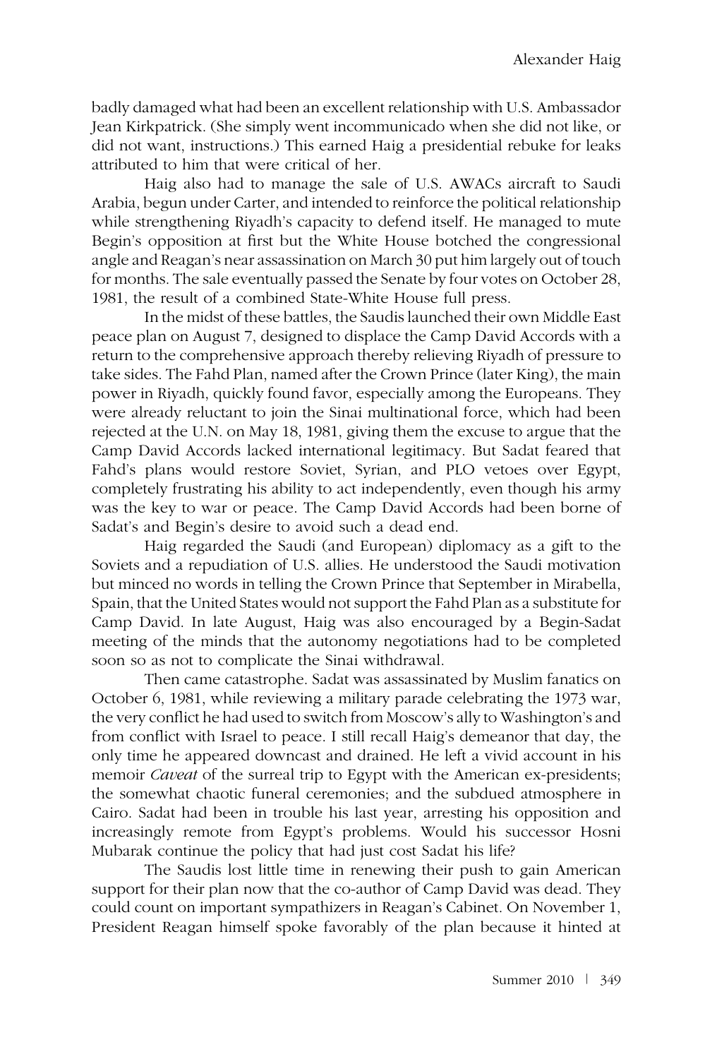badly damaged what had been an excellent relationship with U.S. Ambassador Jean Kirkpatrick. (She simply went incommunicado when she did not like, or did not want, instructions.) This earned Haig a presidential rebuke for leaks attributed to him that were critical of her.

Haig also had to manage the sale of U.S. AWACs aircraft to Saudi Arabia, begun under Carter, and intended to reinforce the political relationship while strengthening Riyadh's capacity to defend itself. He managed to mute Begin's opposition at first but the White House botched the congressional angle and Reagan's near assassination on March 30 put him largely out of touch for months. The sale eventually passed the Senate by four votes on October 28, 1981, the result of a combined State-White House full press.

In the midst of these battles, the Saudis launched their own Middle East peace plan on August 7, designed to displace the Camp David Accords with a return to the comprehensive approach thereby relieving Riyadh of pressure to take sides. The Fahd Plan, named after the Crown Prince (later King), the main power in Riyadh, quickly found favor, especially among the Europeans. They were already reluctant to join the Sinai multinational force, which had been rejected at the U.N. on May 18, 1981, giving them the excuse to argue that the Camp David Accords lacked international legitimacy. But Sadat feared that Fahd's plans would restore Soviet, Syrian, and PLO vetoes over Egypt, completely frustrating his ability to act independently, even though his army was the key to war or peace. The Camp David Accords had been borne of Sadat's and Begin's desire to avoid such a dead end.

Haig regarded the Saudi (and European) diplomacy as a gift to the Soviets and a repudiation of U.S. allies. He understood the Saudi motivation but minced no words in telling the Crown Prince that September in Mirabella, Spain, that the United States would not support the Fahd Plan as a substitute for Camp David. In late August, Haig was also encouraged by a Begin-Sadat meeting of the minds that the autonomy negotiations had to be completed soon so as not to complicate the Sinai withdrawal.

Then came catastrophe. Sadat was assassinated by Muslim fanatics on October 6, 1981, while reviewing a military parade celebrating the 1973 war, the very conflict he had used to switch from Moscow's ally to Washington's and from conflict with Israel to peace. I still recall Haig's demeanor that day, the only time he appeared downcast and drained. He left a vivid account in his memoir *Caveat* of the surreal trip to Egypt with the American ex-presidents; the somewhat chaotic funeral ceremonies; and the subdued atmosphere in Cairo. Sadat had been in trouble his last year, arresting his opposition and increasingly remote from Egypt's problems. Would his successor Hosni Mubarak continue the policy that had just cost Sadat his life?

The Saudis lost little time in renewing their push to gain American support for their plan now that the co-author of Camp David was dead. They could count on important sympathizers in Reagan's Cabinet. On November 1, President Reagan himself spoke favorably of the plan because it hinted at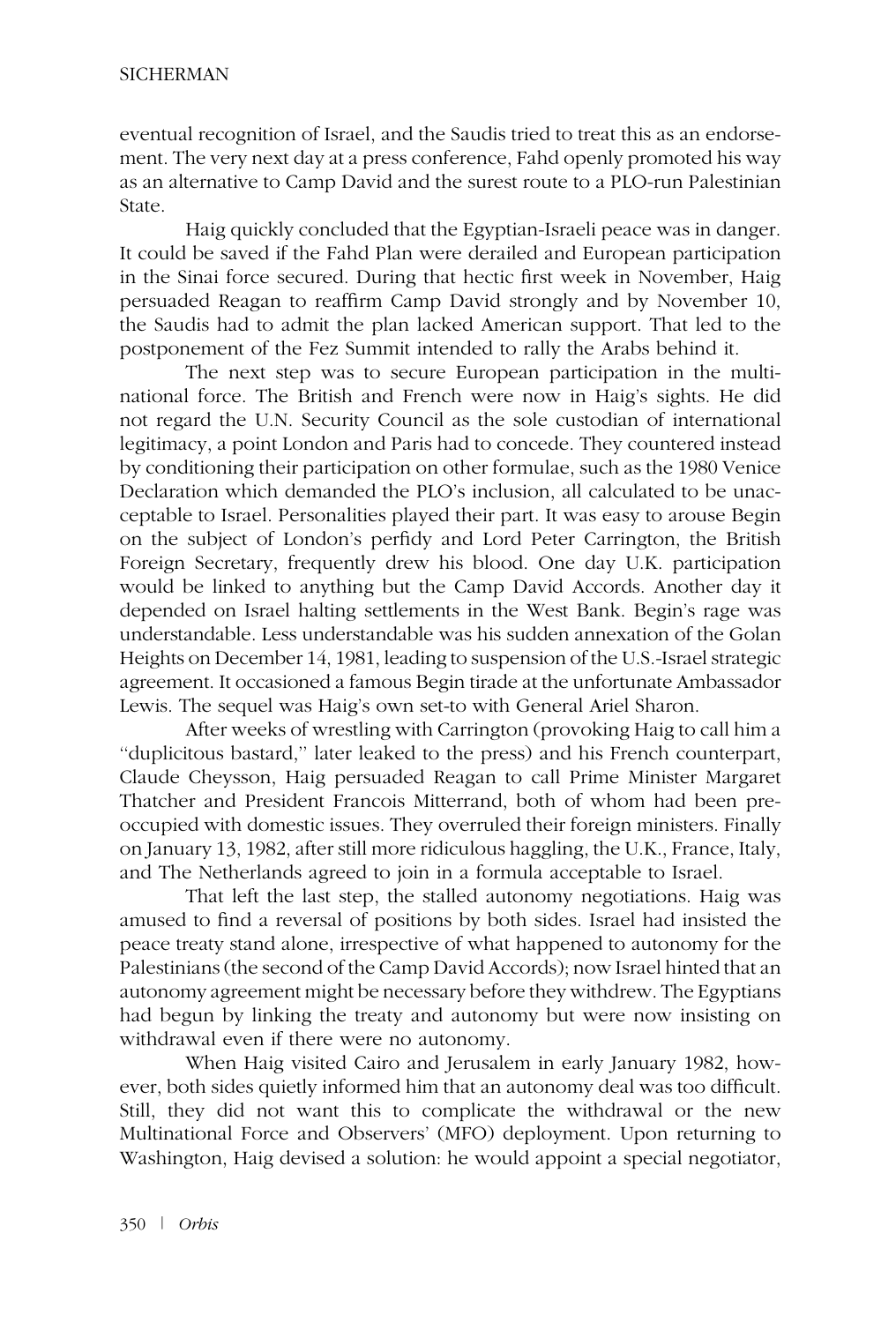eventual recognition of Israel, and the Saudis tried to treat this as an endorsement. The very next day at a press conference, Fahd openly promoted his way as an alternative to Camp David and the surest route to a PLO-run Palestinian State.

Haig quickly concluded that the Egyptian-Israeli peace was in danger. It could be saved if the Fahd Plan were derailed and European participation in the Sinai force secured. During that hectic first week in November, Haig persuaded Reagan to reaffirm Camp David strongly and by November 10, the Saudis had to admit the plan lacked American support. That led to the postponement of the Fez Summit intended to rally the Arabs behind it.

The next step was to secure European participation in the multinational force. The British and French were now in Haig's sights. He did not regard the U.N. Security Council as the sole custodian of international legitimacy, a point London and Paris had to concede. They countered instead by conditioning their participation on other formulae, such as the 1980 Venice Declaration which demanded the PLO's inclusion, all calculated to be unacceptable to Israel. Personalities played their part. It was easy to arouse Begin on the subject of London's perfidy and Lord Peter Carrington, the British Foreign Secretary, frequently drew his blood. One day U.K. participation would be linked to anything but the Camp David Accords. Another day it depended on Israel halting settlements in the West Bank. Begin's rage was understandable. Less understandable was his sudden annexation of the Golan Heights on December 14, 1981, leading to suspension of the U.S.-Israel strategic agreement. It occasioned a famous Begin tirade at the unfortunate Ambassador Lewis. The sequel was Haig's own set-to with General Ariel Sharon.

After weeks of wrestling with Carrington (provoking Haig to call him a "duplicitous bastard," later leaked to the press) and his French counterpart, Claude Cheysson, Haig persuaded Reagan to call Prime Minister Margaret Thatcher and President Francois Mitterrand, both of whom had been preoccupied with domestic issues. They overruled their foreign ministers. Finally on January 13, 1982, after still more ridiculous haggling, the U.K., France, Italy, and The Netherlands agreed to join in a formula acceptable to Israel.

That left the last step, the stalled autonomy negotiations. Haig was amused to find a reversal of positions by both sides. Israel had insisted the peace treaty stand alone, irrespective of what happened to autonomy for the Palestinians (the second of the Camp David Accords); now Israel hinted that an autonomy agreement might be necessary before they withdrew. The Egyptians had begun by linking the treaty and autonomy but were now insisting on withdrawal even if there were no autonomy.

When Haig visited Cairo and Jerusalem in early January 1982, however, both sides quietly informed him that an autonomy deal was too difficult. Still, they did not want this to complicate the withdrawal or the new Multinational Force and Observers' (MFO) deployment. Upon returning to Washington, Haig devised a solution: he would appoint a special negotiator,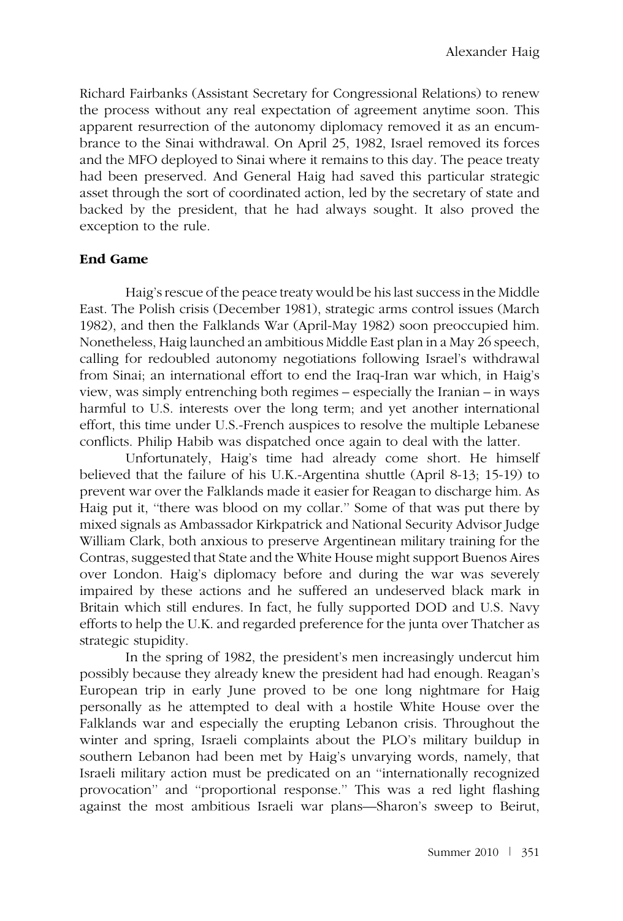Richard Fairbanks (Assistant Secretary for Congressional Relations) to renew the process without any real expectation of agreement anytime soon. This apparent resurrection of the autonomy diplomacy removed it as an encumbrance to the Sinai withdrawal. On April 25, 1982, Israel removed its forces and the MFO deployed to Sinai where it remains to this day. The peace treaty had been preserved. And General Haig had saved this particular strategic asset through the sort of coordinated action, led by the secretary of state and backed by the president, that he had always sought. It also proved the exception to the rule.

**End Game**

Haig's rescue of the peace treaty would be his last success in the Middle East. The Polish crisis (December 1981), strategic arms control issues (March 1982), and then the Falklands War (April-May 1982) soon preoccupied him. Nonetheless, Haig launched an ambitious Middle East plan in a May 26 speech, calling for redoubled autonomy negotiations following Israel's withdrawal from Sinai; an international effort to end the Iraq-Iran war which, in Haig's view, was simply entrenching both regimes – especially the Iranian – in ways harmful to U.S. interests over the long term; and yet another international effort, this time under U.S.-French auspices to resolve the multiple Lebanese conflicts. Philip Habib was dispatched once again to deal with the latter.

Unfortunately, Haig's time had already come short. He himself believed that the failure of his U.K.-Argentina shuttle (April 8-13; 15-19) to prevent war over the Falklands made it easier for Reagan to discharge him. As Haig put it, "there was blood on my collar." Some of that was put there by mixed signals as Ambassador Kirkpatrick and National Security Advisor Judge William Clark, both anxious to preserve Argentinean military training for the Contras, suggested that State and the White House might support Buenos Aires over London. Haig's diplomacy before and during the war was severely impaired by these actions and he suffered an undeserved black mark in Britain which still endures. In fact, he fully supported DOD and U.S. Navy efforts to help the U.K. and regarded preference for the junta over Thatcher as strategic stupidity.

In the spring of 1982, the president's men increasingly undercut him possibly because they already knew the president had had enough. Reagan's European trip in early June proved to be one long nightmare for Haig personally as he attempted to deal with a hostile White House over the Falklands war and especially the erupting Lebanon crisis. Throughout the winter and spring, Israeli complaints about the PLO's military buildup in southern Lebanon had been met by Haig's unvarying words, namely, that Israeli military action must be predicated on an "internationally recognized provocation" and "proportional response." This was a red light flashing against the most ambitious Israeli war plans—Sharon's sweep to Beirut,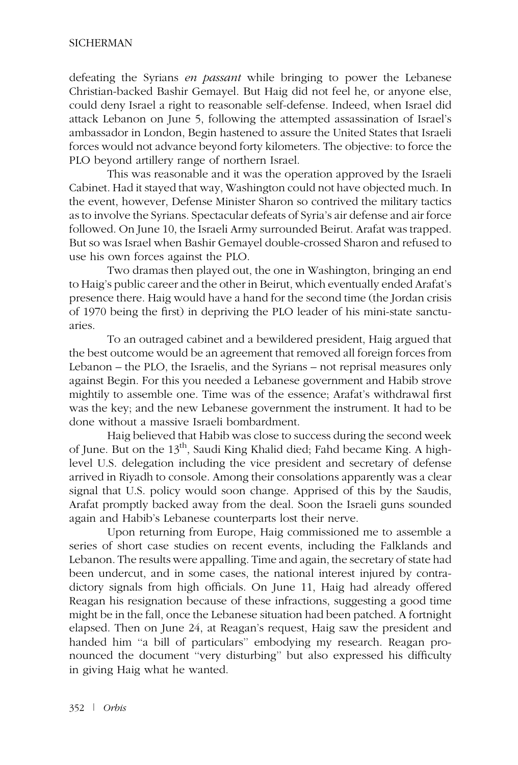defeating the Syrians *en passant* while bringing to power the Lebanese Christian-backed Bashir Gemayel. But Haig did not feel he, or anyone else, could deny Israel a right to reasonable self-defense. Indeed, when Israel did attack Lebanon on June 5, following the attempted assassination of Israel's ambassador in London, Begin hastened to assure the United States that Israeli forces would not advance beyond forty kilometers. The objective: to force the PLO beyond artillery range of northern Israel.

This was reasonable and it was the operation approved by the Israeli Cabinet. Had it stayed that way, Washington could not have objected much. In the event, however, Defense Minister Sharon so contrived the military tactics as to involve the Syrians. Spectacular defeats of Syria's air defense and air force followed. On June 10, the Israeli Army surrounded Beirut. Arafat was trapped. But so was Israel when Bashir Gemayel double-crossed Sharon and refused to use his own forces against the PLO.

Two dramas then played out, the one in Washington, bringing an end to Haig's public career and the other in Beirut, which eventually ended Arafat's presence there. Haig would have a hand for the second time (the Jordan crisis of 1970 being the first) in depriving the PLO leader of his mini-state sanctuaries.

To an outraged cabinet and a bewildered president, Haig argued that the best outcome would be an agreement that removed all foreign forces from Lebanon – the PLO, the Israelis, and the Syrians – not reprisal measures only against Begin. For this you needed a Lebanese government and Habib strove mightily to assemble one. Time was of the essence; Arafat's withdrawal first was the key; and the new Lebanese government the instrument. It had to be done without a massive Israeli bombardment.

Haig believed that Habib was close to success during the second week of June. But on the 13th, Saudi King Khalid died; Fahd became King. A high-level U.S. delegation including the vice president and secretary of defense arrived in Riyadh to console. Among their consolations apparently was a clear signal that U.S. policy would soon change. Apprised of this by the Saudis, Arafat promptly backed away from the deal. Soon the Israeli guns sounded again and Habib's Lebanese counterparts lost their nerve.

Upon returning from Europe, Haig commissioned me to assemble a series of short case studies on recent events, including the Falklands and Lebanon. The results were appalling. Time and again, the secretary of state had been undercut, and in some cases, the national interest injured by contradictory signals from high officials. On June 11, Haig had already offered Reagan his resignation because of these infractions, suggesting a good time might be in the fall, once the Lebanese situation had been patched. A fortnight elapsed. Then on June 24, at Reagan's request, Haig saw the president and handed him "a bill of particulars" embodying my research. Reagan pronounced the document "very disturbing" but also expressed his difficulty in giving Haig what he wanted.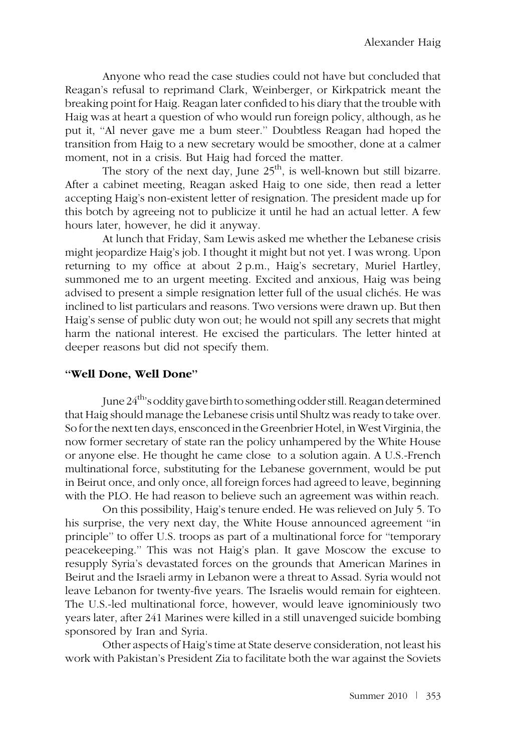Anyone who read the case studies could not have but concluded that Reagan's refusal to reprimand Clark, Weinberger, or Kirkpatrick meant the breaking point for Haig. Reagan later confided to his diary that the trouble with Haig was at heart a question of who would run foreign policy, although, as he put it, "Al never gave me a bum steer." Doubtless Reagan had hoped the transition from Haig to a new secretary would be smoother, done at a calmer moment, not in a crisis. But Haig had forced the matter.

The story of the next day, June 25th, is well-known but still bizarre. After a cabinet meeting, Reagan asked Haig to one side, then read a letter accepting Haig's non-existent letter of resignation. The president made up for this botch by agreeing not to publicize it until he had an actual letter. A few hours later, however, he did it anyway.

At lunch that Friday, Sam Lewis asked me whether the Lebanese crisis might jeopardize Haig's job. I thought it might but not yet. I was wrong. Upon returning to my office at about 2 p.m., Haig's secretary, Muriel Hartley, summoned me to an urgent meeting. Excited and anxious, Haig was being advised to present a simple resignation letter full of the usual clichés. He was inclined to list particulars and reasons. Two versions were drawn up. But then Haig's sense of public duty won out; he would not spill any secrets that might harm the national interest. He excised the particulars. The letter hinted at deeper reasons but did not specify them.

### "Well Done, Well Done"

June 24th's oddity gave birth to something odder still. Reagan determined that Haig should manage the Lebanese crisis until Shultz was ready to take over. So for the next ten days, ensconced in the Greenbrier Hotel, in West Virginia, the now former secretary of state ran the policy unhampered by the White House or anyone else. He thought he came close to a solution again. A U.S.-French multinational force, substituting for the Lebanese government, would be put in Beirut once, and only once, all foreign forces had agreed to leave, beginning with the PLO. He had reason to believe such an agreement was within reach.

On this possibility, Haig's tenure ended. He was relieved on July 5. To his surprise, the very next day, the White House announced agreement "in principle" to offer U.S. troops as part of a multinational force for "temporary peacekeeping." This was not Haig's plan. It gave Moscow the excuse to resupply Syria's devastated forces on the grounds that American Marines in Beirut and the Israeli army in Lebanon were a threat to Assad. Syria would not leave Lebanon for twenty-five years. The Israelis would remain for eighteen. The U.S.-led multinational force, however, would leave ignominiously two years later, after 241 Marines were killed in a still unavenged suicide bombing sponsored by Iran and Syria.

Other aspects of Haig's time at State deserve consideration, not least his work with Pakistan's President Zia to facilitate both the war against the Soviets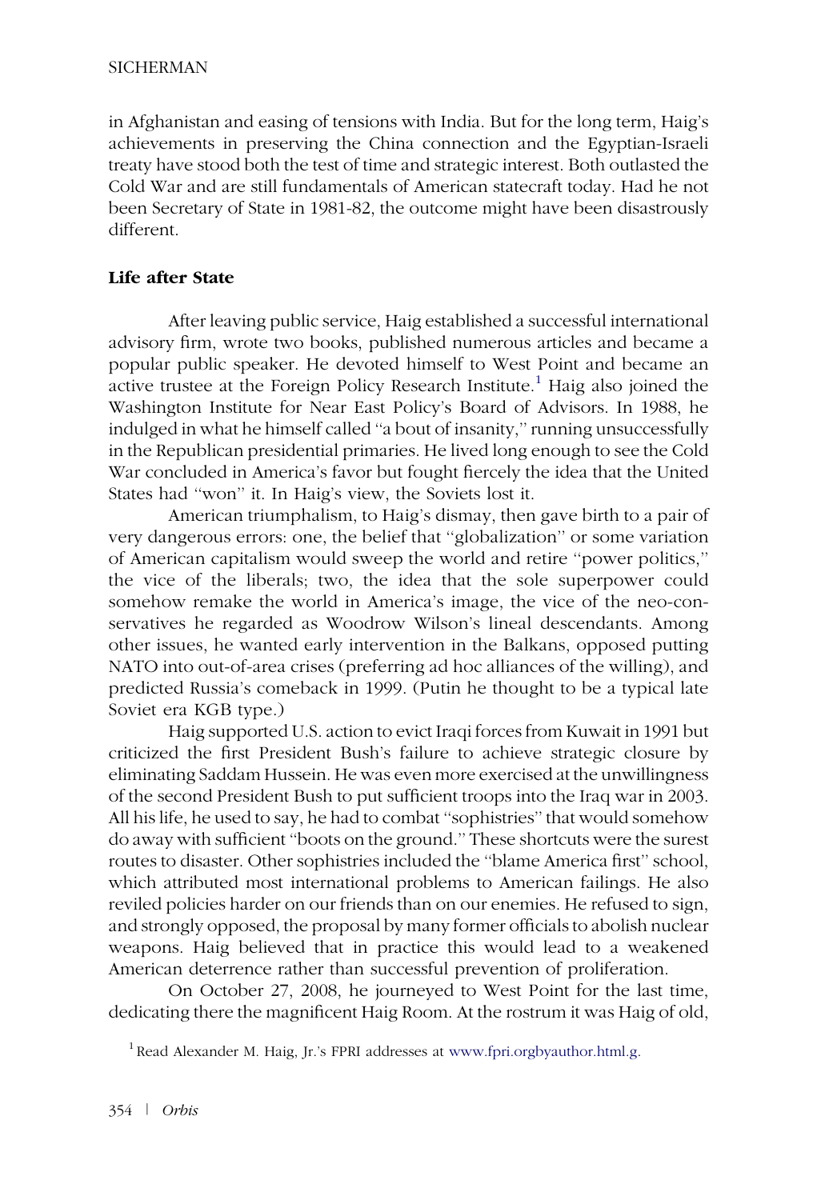in Afghanistan and easing of tensions with India. But for the long term, Haig's achievements in preserving the China connection and the Egyptian-Israeli treaty have stood both the test of time and strategic interest. Both outlasted the Cold War and are still fundamentals of American statecraft today. Had he not been Secretary of State in 1981-82, the outcome might have been disastrously different.

## Life after State

After leaving public service, Haig established a successful international advisory firm, wrote two books, published numerous articles and became a popular public speaker. He devoted himself to West Point and became an active trustee at the Foreign Policy Research Institute.[1] Haig also joined the Washington Institute for Near East Policy's Board of Advisors. In 1988, he indulged in what he himself called "a bout of insanity," running unsuccessfully in the Republican presidential primaries. He lived long enough to see the Cold War concluded in America's favor but fought fiercely the idea that the United States had "won" it. In Haig's view, the Soviets lost it.

American triumphalism, to Haig's dismay, then gave birth to a pair of very dangerous errors: one, the belief that "globalization" or some variation of American capitalism would sweep the world and retire "power politics," the vice of the liberals; two, the idea that the sole superpower could somehow remake the world in America's image, the vice of the neo-conservatives he regarded as Woodrow Wilson's lineal descendants. Among other issues, he wanted early intervention in the Balkans, opposed putting NATO into out-of-area crises (preferring ad hoc alliances of the willing), and predicted Russia's comeback in 1999. (Putin he thought to be a typical late Soviet era KGB type.)

Haig supported U.S. action to evict Iraqi forces from Kuwait in 1991 but criticized the first President Bush's failure to achieve strategic closure by eliminating Saddam Hussein. He was even more exercised at the unwillingness of the second President Bush to put sufficient troops into the Iraq war in 2003. All his life, he used to say, he had to combat "sophistries" that would somehow do away with sufficient "boots on the ground." These shortcuts were the surest routes to disaster. Other sophistries included the "blame America first" school, which attributed most international problems to American failings. He also reviled policies harder on our friends than on our enemies. He refused to sign, and strongly opposed, the proposal by many former officials to abolish nuclear weapons. Haig believed that in practice this would lead to a weakened American deterrence rather than successful prevention of proliferation.

On October 27, 2008, he journeyed to West Point for the last time, dedicating there the magnificent Haig Room. At the rostrum it was Haig of old,

[1] Read Alexander M. Haig, Jr.'s FPRI addresses at www.fpri.orgbyauthor.html.g.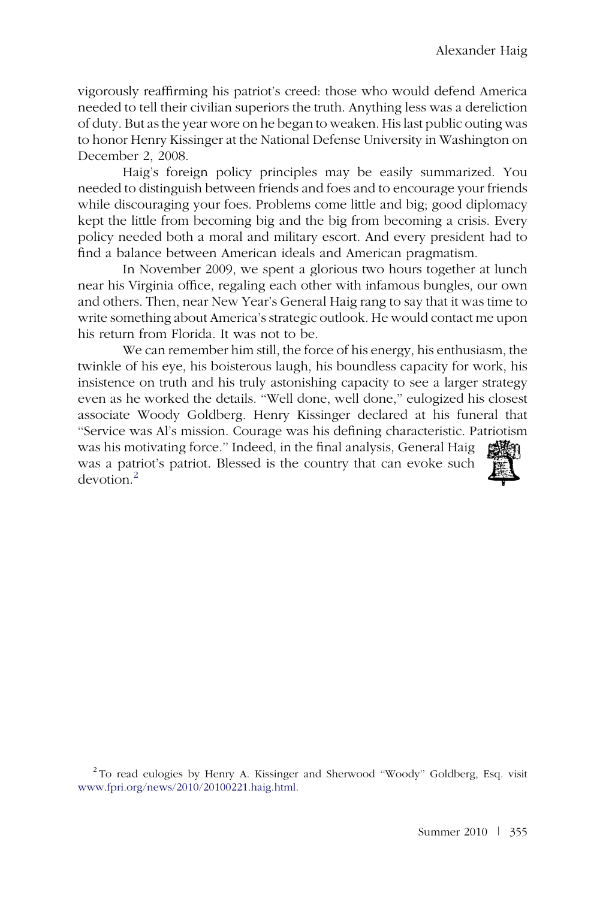vigorously reaffirming his patriot's creed: those who would defend America needed to tell their civilian superiors the truth. Anything less was a dereliction of duty. But as the year wore on he began to weaken. His last public outing was to honor Henry Kissinger at the National Defense University in Washington on December 2, 2008.

Haig's foreign policy principles may be easily summarized. You needed to distinguish between friends and foes and to encourage your friends while discouraging your foes. Problems come little and big; good diplomacy kept the little from becoming big and the big from becoming a crisis. Every policy needed both a moral and military escort. And every president had to find a balance between American ideals and American pragmatism.

In November 2009, we spent a glorious two hours together at lunch near his Virginia office, regaling each other with infamous bungles, our own and others. Then, near New Year's General Haig rang to say that it was time to write something about America's strategic outlook. He would contact me upon his return from Florida. It was not to be.

We can remember him still, the force of his energy, his enthusiasm, the twinkle of his eye, his boisterous laugh, his boundless capacity for work, his insistence on truth and his truly astonishing capacity to see a larger strategy even as he worked the details. "Well done, well done," eulogized his closest associate Woody Goldberg. Henry Kissinger declared at his funeral that "Service was Al's mission. Courage was his defining characteristic. Patriotism was his motivating force." Indeed, in the final analysis, General Haig was a patriot's patriot. Blessed is the country that can evoke such devotion.[2]

---

[2] To read eulogies by Henry A. Kissinger and Sherwood "Woody" Goldberg, Esq. visit www.fpri.org/news/2010/20100221.haig.html.